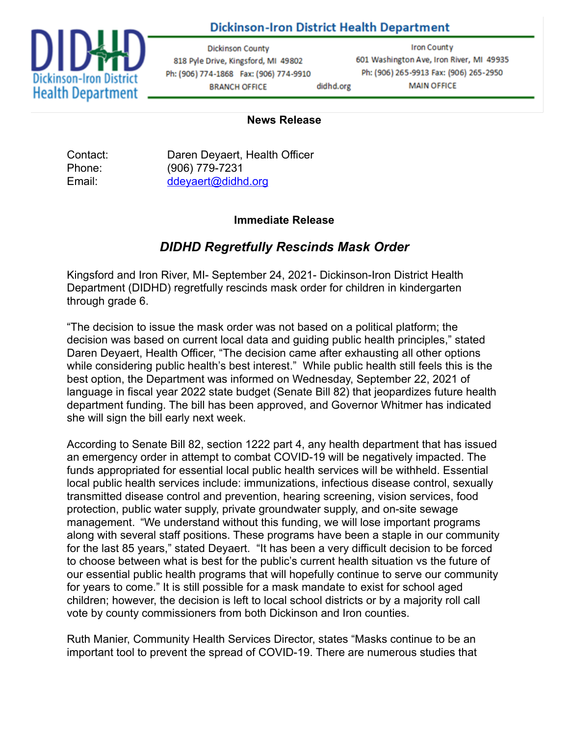**Dickinson-Iron District Health Department**

Dickinson County
818 Pyle Drive, Kingsford, MI 49802
Ph: (906) 774-1868 Fax: (906) 774-9910
BRANCH OFFICE

didhd.org

Iron County
601 Washington Ave, Iron River, MI 49935
Ph: (906) 265-9913 Fax: (906) 265-2950
MAIN OFFICE

**News Release**

Contact: Daren Deyaert, Health Officer
Phone: (906) 779-7231
Email: ddeyaert@didhd.org

**Immediate Release**

## *DIDHD Regretfully Rescinds Mask Order*

Kingsford and Iron River, MI- September 24, 2021- Dickinson-Iron District Health Department (DIDHD) regretfully rescinds mask order for children in kindergarten through grade 6.

“The decision to issue the mask order was not based on a political platform; the decision was based on current local data and guiding public health principles,” stated Daren Deyaert, Health Officer, “The decision came after exhausting all other options while considering public health’s best interest.” While public health still feels this is the best option, the Department was informed on Wednesday, September 22, 2021 of language in fiscal year 2022 state budget (Senate Bill 82) that jeopardizes future health department funding. The bill has been approved, and Governor Whitmer has indicated she will sign the bill early next week.

According to Senate Bill 82, section 1222 part 4, any health department that has issued an emergency order in attempt to combat COVID-19 will be negatively impacted. The funds appropriated for essential local public health services will be withheld. Essential local public health services include: immunizations, infectious disease control, sexually transmitted disease control and prevention, hearing screening, vision services, food protection, public water supply, private groundwater supply, and on-site sewage management. “We understand without this funding, we will lose important programs along with several staff positions. These programs have been a staple in our community for the last 85 years,” stated Deyaert. “It has been a very difficult decision to be forced to choose between what is best for the public’s current health situation vs the future of our essential public health programs that will hopefully continue to serve our community for years to come.” It is still possible for a mask mandate to exist for school aged children; however, the decision is left to local school districts or by a majority roll call vote by county commissioners from both Dickinson and Iron counties.

Ruth Manier, Community Health Services Director, states “Masks continue to be an important tool to prevent the spread of COVID-19. There are numerous studies that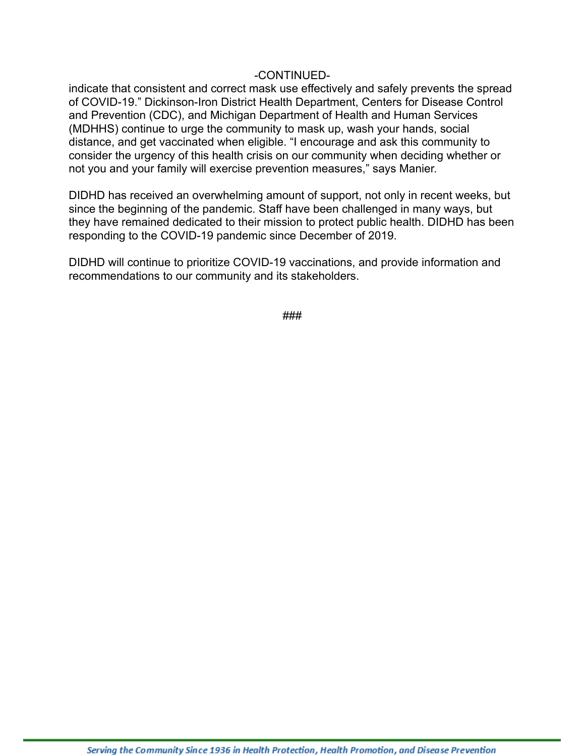-CONTINUED-

indicate that consistent and correct mask use effectively and safely prevents the spread of COVID-19." Dickinson-Iron District Health Department, Centers for Disease Control and Prevention (CDC), and Michigan Department of Health and Human Services (MDHHS) continue to urge the community to mask up, wash your hands, social distance, and get vaccinated when eligible. "I encourage and ask this community to consider the urgency of this health crisis on our community when deciding whether or not you and your family will exercise prevention measures," says Manier.

DIDHD has received an overwhelming amount of support, not only in recent weeks, but since the beginning of the pandemic. Staff have been challenged in many ways, but they have remained dedicated to their mission to protect public health. DIDHD has been responding to the COVID-19 pandemic since December of 2019.

DIDHD will continue to prioritize COVID-19 vaccinations, and provide information and recommendations to our community and its stakeholders.

###